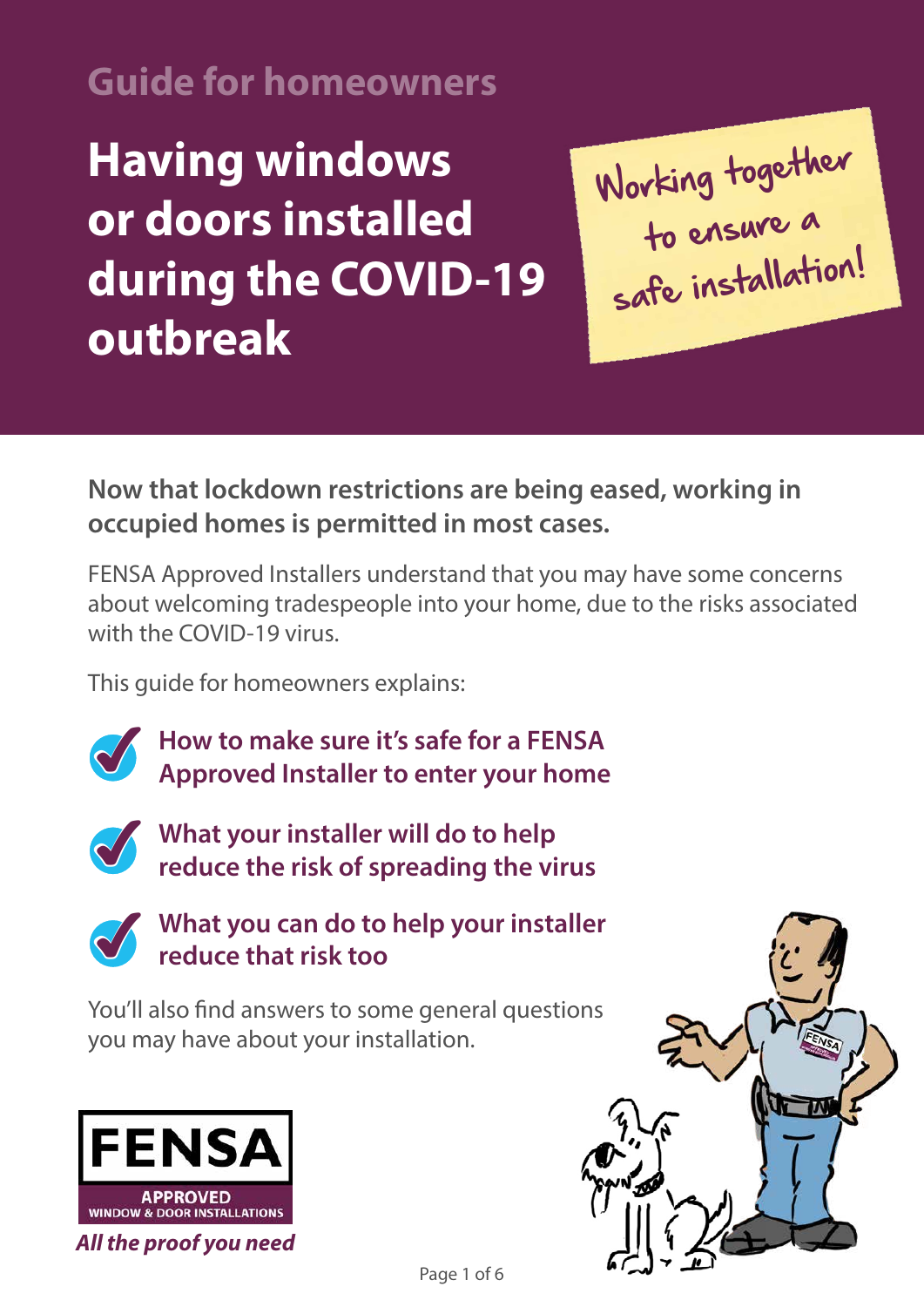Guide for homeowners

# Having windows or doors installed during the COVID-19 outbreak

Working together to ensure a safe installation!

**Now that lockdown restrictions are being eased, working in occupied homes is permitted in most cases.**

FENSA Approved Installers understand that you may have some concerns about welcoming tradespeople into your home, due to the risks associated with the COVID-19 virus.

This guide for homeowners explains:

- **How to make sure it's safe for a FENSA Approved Installer to enter your home**
- **What your installer will do to help reduce the risk of spreading the virus**
- **What you can do to help your installer reduce that risk too**

You'll also find answers to some general questions you may have about your installation.

FENSA APPROVED WINDOW & DOOR INSTALLATIONS

***All the proof you need***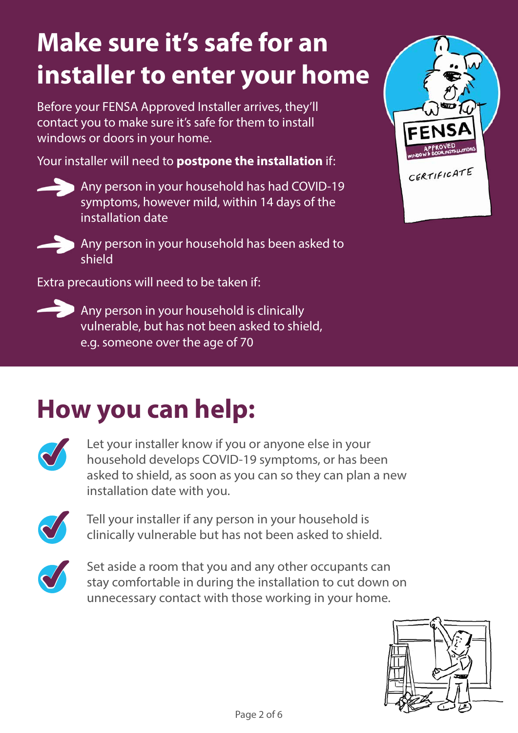# Make sure it's safe for an installer to enter your home

Before your FENSA Approved Installer arrives, they'll contact you to make sure it's safe for them to install windows or doors in your home.

Your installer will need to **postpone the installation** if:

- Any person in your household has had COVID-19 symptoms, however mild, within 14 days of the installation date
- Any person in your household has been asked to shield

Extra precautions will need to be taken if:

- Any person in your household is clinically vulnerable, but has not been asked to shield, e.g. someone over the age of 70

# How you can help:

- Let your installer know if you or anyone else in your household develops COVID-19 symptoms, or has been asked to shield, as soon as you can so they can plan a new installation date with you.
- Tell your installer if any person in your household is clinically vulnerable but has not been asked to shield.
- Set aside a room that you and any other occupants can stay comfortable in during the installation to cut down on unnecessary contact with those working in your home.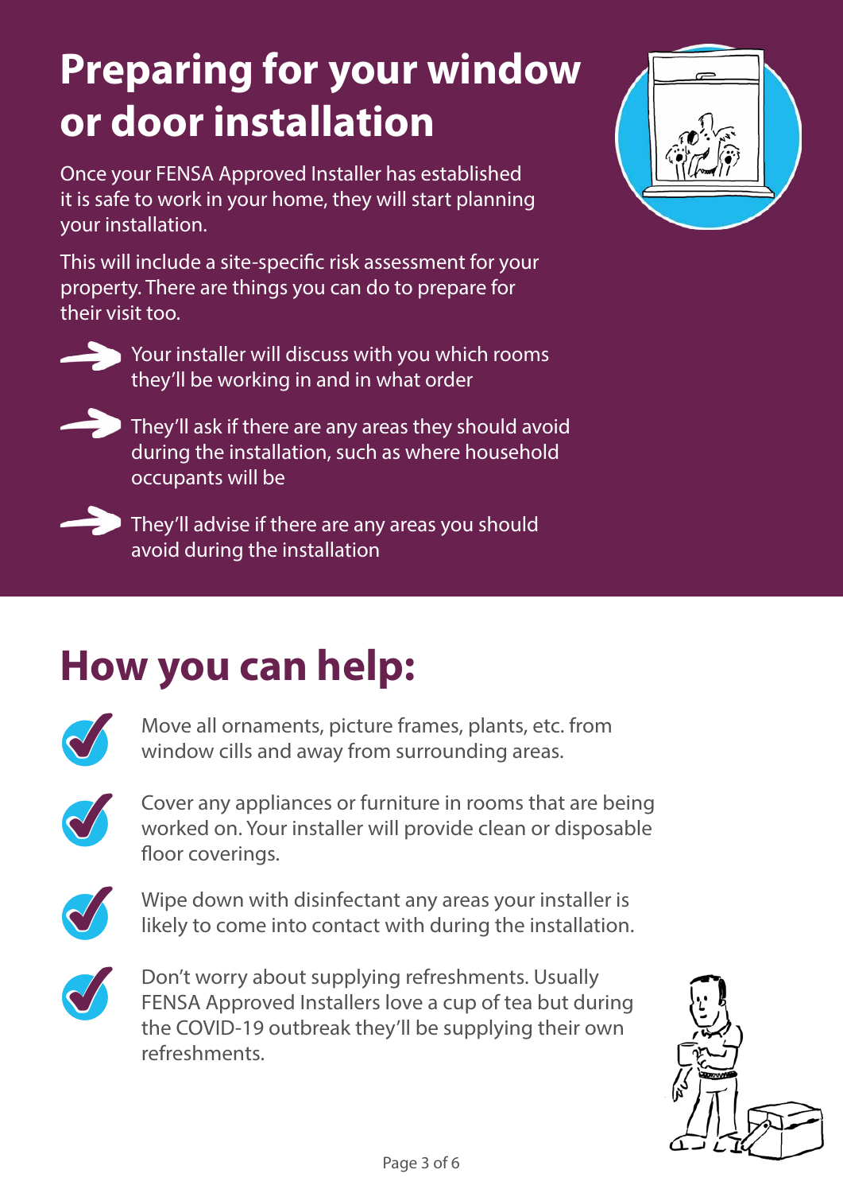# Preparing for your window or door installation

Once your FENSA Approved Installer has established it is safe to work in your home, they will start planning your installation.

This will include a site-specific risk assessment for your property. There are things you can do to prepare for their visit too.

- Your installer will discuss with you which rooms they'll be working in and in what order
- They'll ask if there are any areas they should avoid during the installation, such as where household occupants will be
- They'll advise if there are any areas you should avoid during the installation

## How you can help:

- Move all ornaments, picture frames, plants, etc. from window cills and away from surrounding areas.
- Cover any appliances or furniture in rooms that are being worked on. Your installer will provide clean or disposable floor coverings.
- Wipe down with disinfectant any areas your installer is likely to come into contact with during the installation.
- Don't worry about supplying refreshments. Usually FENSA Approved Installers love a cup of tea but during the COVID-19 outbreak they'll be supplying their own refreshments.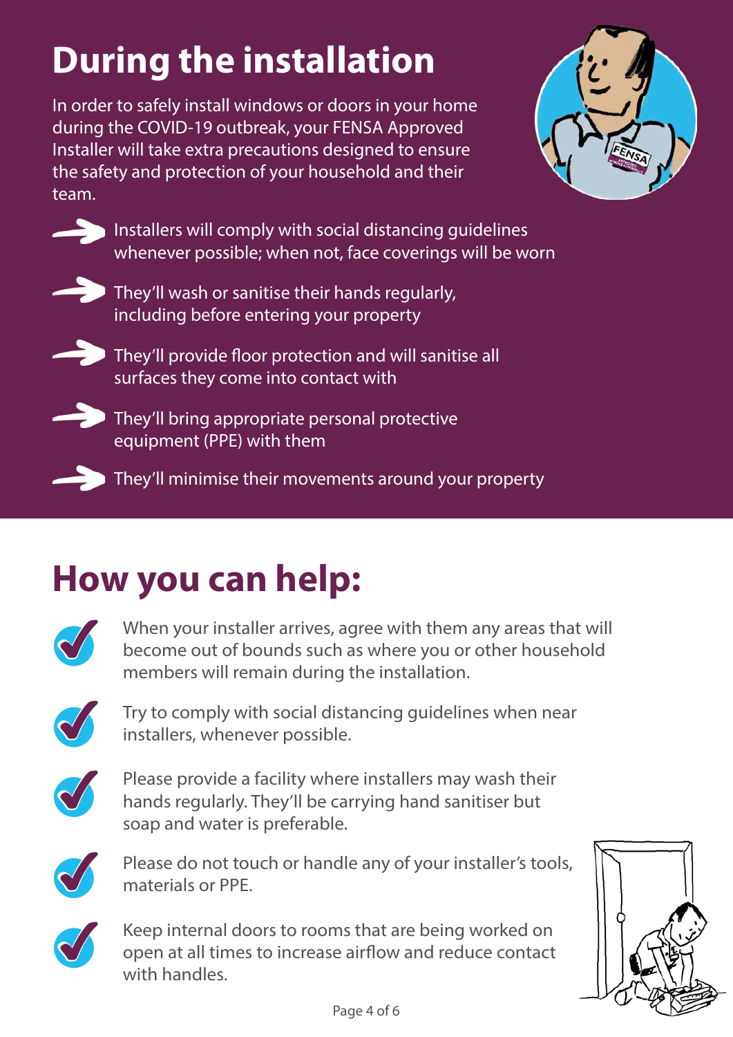# During the installation

In order to safely install windows or doors in your home during the COVID-19 outbreak, your FENSA Approved Installer will take extra precautions designed to ensure the safety and protection of your household and their team.

- Installers will comply with social distancing guidelines whenever possible; when not, face coverings will be worn
- They'll wash or sanitise their hands regularly, including before entering your property
- They'll provide floor protection and will sanitise all surfaces they come into contact with
- They'll bring appropriate personal protective equipment (PPE) with them
- They'll minimise their movements around your property

# How you can help:

- When your installer arrives, agree with them any areas that will become out of bounds such as where you or other household members will remain during the installation.
- Try to comply with social distancing guidelines when near installers, whenever possible.
- Please provide a facility where installers may wash their hands regularly. They'll be carrying hand sanitiser but soap and water is preferable.
- Please do not touch or handle any of your installer's tools, materials or PPE.
- Keep internal doors to rooms that are being worked on open at all times to increase airflow and reduce contact with handles.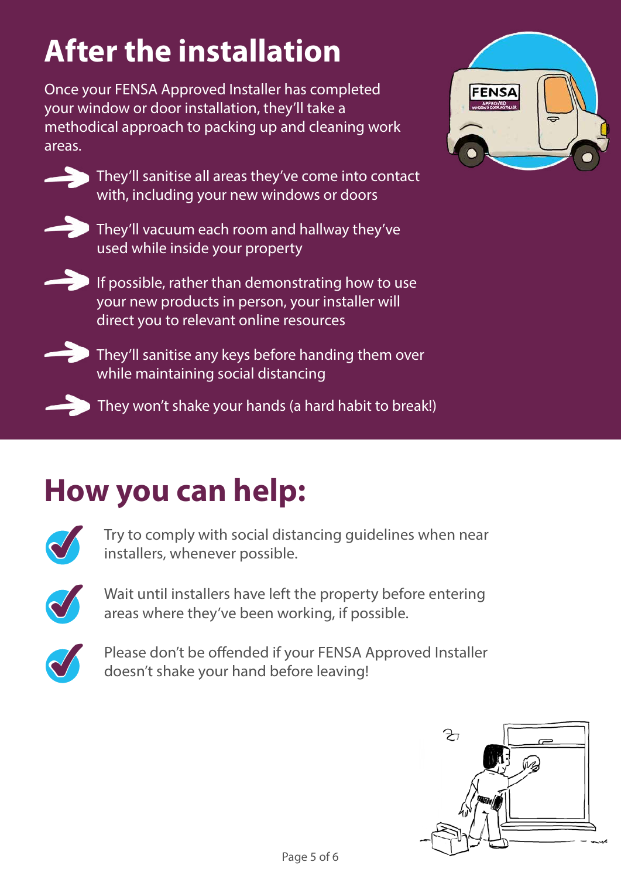# After the installation

Once your FENSA Approved Installer has completed your window or door installation, they'll take a methodical approach to packing up and cleaning work areas.

- They'll sanitise all areas they've come into contact with, including your new windows or doors
- They'll vacuum each room and hallway they've used while inside your property
- If possible, rather than demonstrating how to use your new products in person, your installer will direct you to relevant online resources
- They'll sanitise any keys before handing them over while maintaining social distancing
- They won't shake your hands (a hard habit to break!)

# How you can help:

- Try to comply with social distancing guidelines when near installers, whenever possible.
- Wait until installers have left the property before entering areas where they've been working, if possible.
- Please don't be offended if your FENSA Approved Installer doesn't shake your hand before leaving!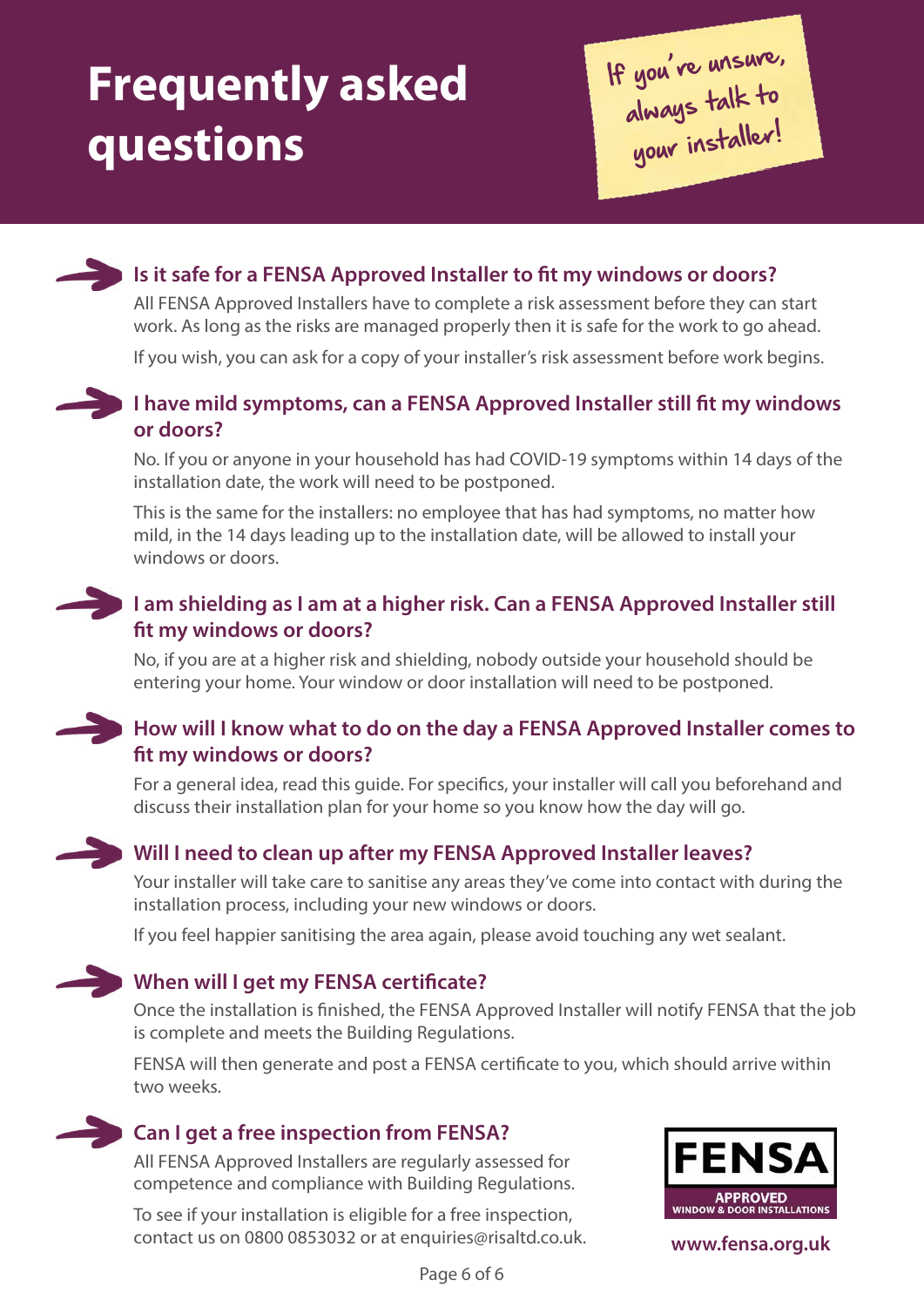# Frequently asked questions

If you're unsure, always talk to your installer!

### Is it safe for a FENSA Approved Installer to fit my windows or doors?

All FENSA Approved Installers have to complete a risk assessment before they can start work. As long as the risks are managed properly then it is safe for the work to go ahead.

If you wish, you can ask for a copy of your installer's risk assessment before work begins.

### I have mild symptoms, can a FENSA Approved Installer still fit my windows or doors?

No. If you or anyone in your household has had COVID-19 symptoms within 14 days of the installation date, the work will need to be postponed.

This is the same for the installers: no employee that has had symptoms, no matter how mild, in the 14 days leading up to the installation date, will be allowed to install your windows or doors.

### I am shielding as I am at a higher risk. Can a FENSA Approved Installer still fit my windows or doors?

No, if you are at a higher risk and shielding, nobody outside your household should be entering your home. Your window or door installation will need to be postponed.

### How will I know what to do on the day a FENSA Approved Installer comes to fit my windows or doors?

For a general idea, read this guide. For specifics, your installer will call you beforehand and discuss their installation plan for your home so you know how the day will go.

### Will I need to clean up after my FENSA Approved Installer leaves?

Your installer will take care to sanitise any areas they've come into contact with during the installation process, including your new windows or doors.

If you feel happier sanitising the area again, please avoid touching any wet sealant.

### When will I get my FENSA certificate?

Once the installation is finished, the FENSA Approved Installer will notify FENSA that the job is complete and meets the Building Regulations.

FENSA will then generate and post a FENSA certificate to you, which should arrive within two weeks.

### Can I get a free inspection from FENSA?

All FENSA Approved Installers are regularly assessed for competence and compliance with Building Regulations.

To see if your installation is eligible for a free inspection, contact us on 0800 0853032 or at enquiries@risaltd.co.uk.

FENSA APPROVED WINDOW & DOOR INSTALLATIONS

www.fensa.org.uk